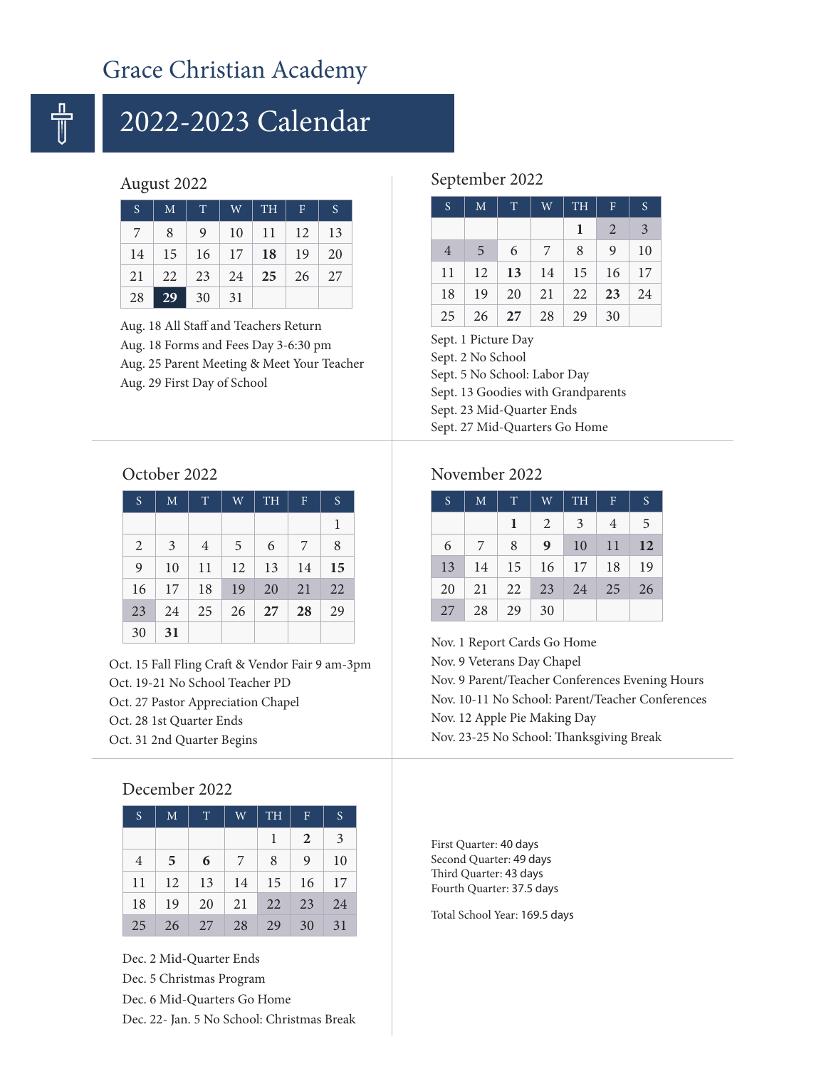# Grace Christian Academy

## 2022-2023 Calendar

### August 2022

| S | M | T | W | TH | F | S |
|---|---|---|---|---|---|---|
| 7 | 8 | 9 | 10 | 11 | 12 | 13 |
| 14 | 15 | 16 | 17 | **18** | 19 | 20 |
| 21 | 22 | 23 | 24 | **25** | 26 | 27 |
| 28 | **29** | 30 | 31 | | | |

Aug. 18 All Staff and Teachers Return
Aug. 18 Forms and Fees Day 3-6:30 pm
Aug. 25 Parent Meeting & Meet Your Teacher
Aug. 29 First Day of School

### September 2022

| S | M | T | W | TH | F | S |
|---|---|---|---|---|---|---|
| | | | | **1** | 2 | 3 |
| 4 | 5 | 6 | 7 | 8 | 9 | 10 |
| 11 | 12 | **13** | 14 | 15 | 16 | 17 |
| 18 | 19 | 20 | 21 | 22 | **23** | 24 |
| 25 | 26 | **27** | 28 | 29 | 30 | |

Sept. 1 Picture Day
Sept. 2 No School
Sept. 5 No School: Labor Day
Sept. 13 Goodies with Grandparents
Sept. 23 Mid-Quarter Ends
Sept. 27 Mid-Quarters Go Home

### October 2022

| S | M | T | W | TH | F | S |
|---|---|---|---|---|---|---|
| | | | | | | 1 |
| 2 | 3 | 4 | 5 | 6 | 7 | 8 |
| 9 | 10 | 11 | 12 | 13 | 14 | **15** |
| 16 | 17 | 18 | 19 | 20 | 21 | 22 |
| 23 | 24 | 25 | 26 | **27** | **28** | 29 |
| 30 | **31** | | | | | |

Oct. 15 Fall Fling Craft & Vendor Fair 9 am-3pm
Oct. 19-21 No School Teacher PD
Oct. 27 Pastor Appreciation Chapel
Oct. 28 1st Quarter Ends
Oct. 31 2nd Quarter Begins

### November 2022

| S | M | T | W | TH | F | S |
|---|---|---|---|---|---|---|
| | | **1** | 2 | 3 | 4 | 5 |
| 6 | 7 | 8 | **9** | 10 | 11 | **12** |
| 13 | 14 | 15 | 16 | 17 | 18 | 19 |
| 20 | 21 | 22 | 23 | 24 | 25 | 26 |
| 27 | 28 | 29 | 30 | | | |

Nov. 1 Report Cards Go Home
Nov. 9 Veterans Day Chapel
Nov. 9 Parent/Teacher Conferences Evening Hours
Nov. 10-11 No School: Parent/Teacher Conferences
Nov. 12 Apple Pie Making Day
Nov. 23-25 No School: Thanksgiving Break

### December 2022

| S | M | T | W | TH | F | S |
|---|---|---|---|---|---|---|
| | | | | 1 | **2** | 3 |
| 4 | **5** | **6** | 7 | 8 | 9 | 10 |
| 11 | 12 | 13 | 14 | 15 | 16 | 17 |
| 18 | 19 | 20 | 21 | 22 | 23 | 24 |
| 25 | 26 | 27 | 28 | 29 | 30 | 31 |

Dec. 2 Mid-Quarter Ends
Dec. 5 Christmas Program
Dec. 6 Mid-Quarters Go Home
Dec. 22- Jan. 5 No School: Christmas Break

First Quarter: 40 days
Second Quarter: 49 days
Third Quarter: 43 days
Fourth Quarter: 37.5 days

Total School Year: 169.5 days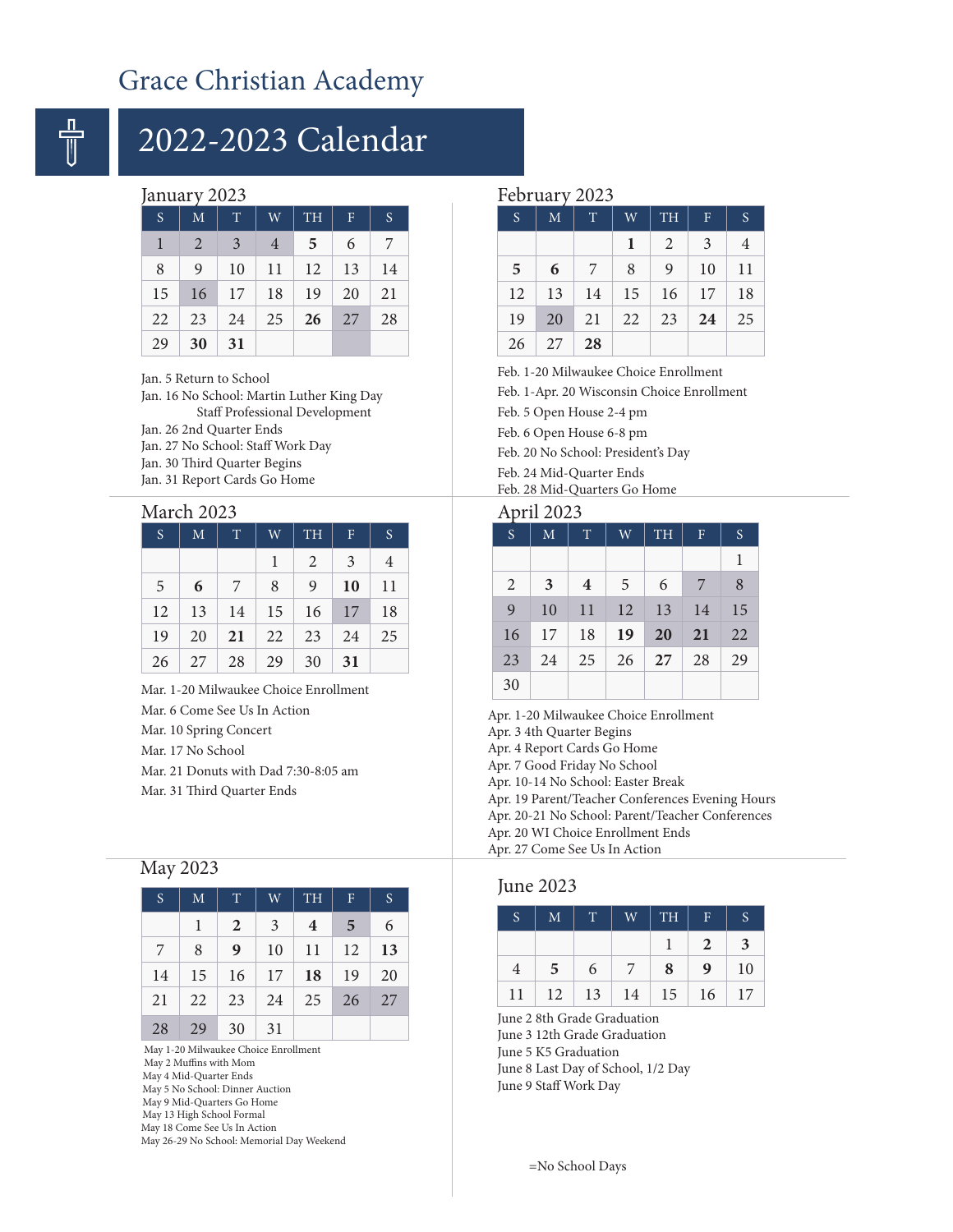Grace Christian Academy

# 2022-2023 Calendar

## January 2023

| S | M | T | W | TH | F | S |
|---|---|---|---|---|---|---|
| 1 | 2 | 3 | 4 | **5** | 6 | 7 |
| 8 | 9 | 10 | 11 | 12 | 13 | 14 |
| 15 | 16 | 17 | 18 | 19 | 20 | 21 |
| 22 | 23 | 24 | 25 | **26** | 27 | 28 |
| 29 | **30** | **31** | | | | |

Jan. 5 Return to School
Jan. 16 No School: Martin Luther King Day
Staff Professional Development
Jan. 26 2nd Quarter Ends
Jan. 27 No School: Staff Work Day
Jan. 30 Third Quarter Begins
Jan. 31 Report Cards Go Home

## February 2023

| S | M | T | W | TH | F | S |
|---|---|---|---|---|---|---|
| | | | **1** | 2 | 3 | 4 |
| **5** | **6** | 7 | 8 | 9 | 10 | 11 |
| 12 | 13 | 14 | 15 | 16 | 17 | 18 |
| 19 | 20 | 21 | 22 | 23 | **24** | 25 |
| 26 | 27 | **28** | | | | |

Feb. 1-20 Milwaukee Choice Enrollment
Feb. 1-Apr. 20 Wisconsin Choice Enrollment
Feb. 5 Open House 2-4 pm
Feb. 6 Open House 6-8 pm
Feb. 20 No School: President's Day
Feb. 24 Mid-Quarter Ends
Feb. 28 Mid-Quarters Go Home

## March 2023

| S | M | T | W | TH | F | S |
|---|---|---|---|---|---|---|
| | | | 1 | 2 | 3 | 4 |
| 5 | **6** | 7 | 8 | 9 | **10** | 11 |
| 12 | 13 | 14 | 15 | 16 | 17 | 18 |
| 19 | 20 | **21** | 22 | 23 | 24 | 25 |
| 26 | 27 | 28 | 29 | 30 | **31** | |

Mar. 1-20 Milwaukee Choice Enrollment
Mar. 6 Come See Us In Action
Mar. 10 Spring Concert
Mar. 17 No School
Mar. 21 Donuts with Dad 7:30-8:05 am
Mar. 31 Third Quarter Ends

## April 2023

| S | M | T | W | TH | F | S |
|---|---|---|---|---|---|---|
| | | | | | | 1 |
| 2 | **3** | **4** | 5 | 6 | 7 | 8 |
| 9 | 10 | 11 | 12 | 13 | 14 | 15 |
| 16 | 17 | 18 | **19** | **20** | **21** | 22 |
| 23 | 24 | 25 | 26 | **27** | 28 | 29 |
| 30 | | | | | | |

Apr. 1-20 Milwaukee Choice Enrollment
Apr. 3 4th Quarter Begins
Apr. 4 Report Cards Go Home
Apr. 7 Good Friday No School
Apr. 10-14 No School: Easter Break
Apr. 19 Parent/Teacher Conferences Evening Hours
Apr. 20-21 No School: Parent/Teacher Conferences
Apr. 20 WI Choice Enrollment Ends
Apr. 27 Come See Us In Action

## May 2023

| S | M | T | W | TH | F | S |
|---|---|---|---|---|---|---|
| | 1 | **2** | 3 | **4** | **5** | 6 |
| 7 | 8 | **9** | 10 | 11 | 12 | **13** |
| 14 | 15 | 16 | 17 | **18** | 19 | 20 |
| 21 | 22 | 23 | 24 | 25 | 26 | 27 |
| 28 | 29 | 30 | 31 | | | |

May 1-20 Milwaukee Choice Enrollment
May 2 Muffins with Mom
May 4 Mid-Quarter Ends
May 5 No School: Dinner Auction
May 9 Mid-Quarters Go Home
May 13 High School Formal
May 18 Come See Us In Action
May 26-29 No School: Memorial Day Weekend

## June 2023

| S | M | T | W | TH | F | S |
|---|---|---|---|---|---|---|
| | | | | 1 | **2** | **3** |
| 4 | **5** | 6 | 7 | **8** | **9** | 10 |
| 11 | 12 | 13 | 14 | 15 | 16 | 17 |

June 2 8th Grade Graduation
June 3 12th Grade Graduation
June 5 K5 Graduation
June 8 Last Day of School, 1/2 Day
June 9 Staff Work Day

=No School Days